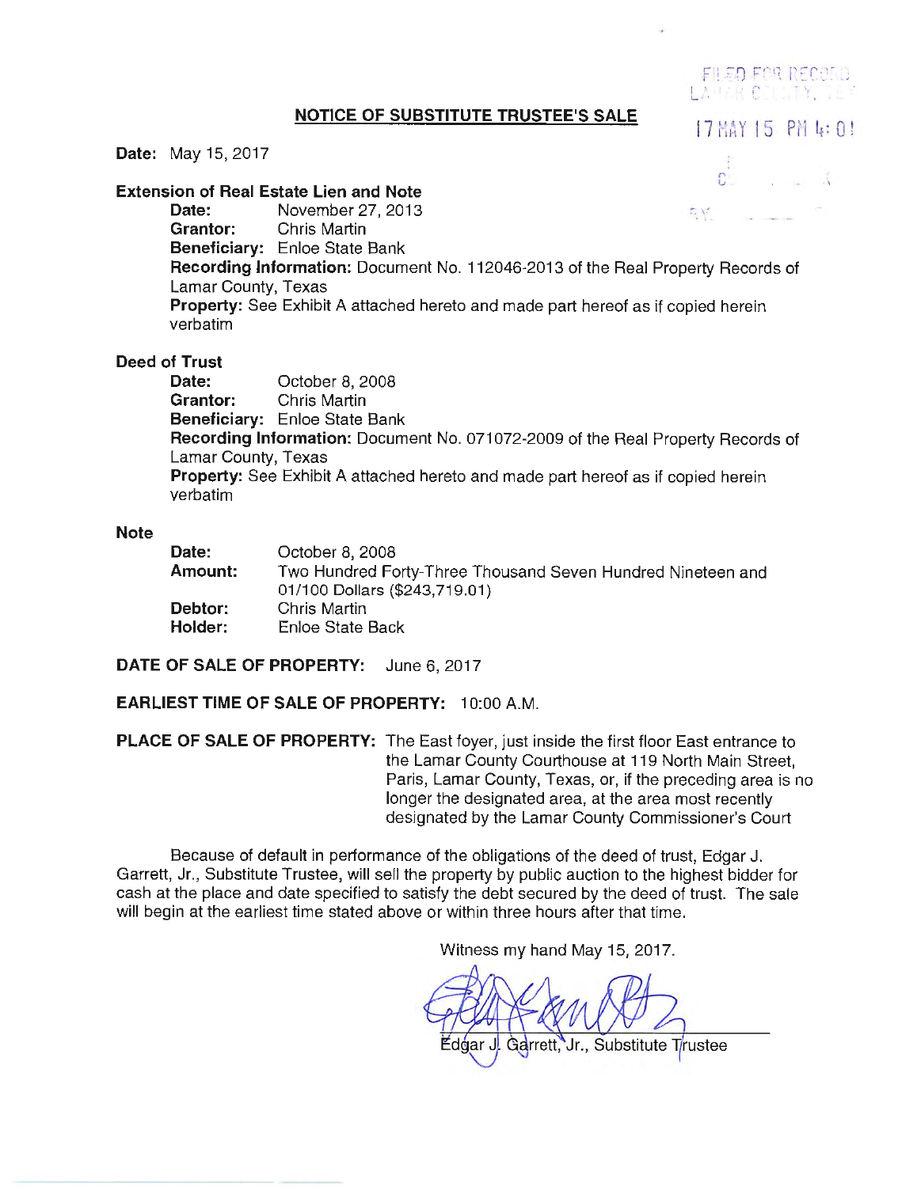FILED FOR RECORD
LAMAR COUNTY, TEX

17 MAY 15 PM 4:01

## NOTICE OF SUBSTITUTE TRUSTEE'S SALE

**Date:** May 15, 2017

**Extension of Real Estate Lien and Note**

**Date:** November 27, 2013
**Grantor:** Chris Martin
**Beneficiary:** Enloe State Bank
**Recording Information:** Document No. 112046-2013 of the Real Property Records of Lamar County, Texas
**Property:** See Exhibit A attached hereto and made part hereof as if copied herein verbatim

**Deed of Trust**

**Date:** October 8, 2008
**Grantor:** Chris Martin
**Beneficiary:** Enloe State Bank
**Recording Information:** Document No. 071072-2009 of the Real Property Records of Lamar County, Texas
**Property:** See Exhibit A attached hereto and made part hereof as if copied herein verbatim

**Note**

**Date:** October 8, 2008
**Amount:** Two Hundred Forty-Three Thousand Seven Hundred Nineteen and 01/100 Dollars ($243,719.01)
**Debtor:** Chris Martin
**Holder:** Enloe State Back

**DATE OF SALE OF PROPERTY:** June 6, 2017

**EARLIEST TIME OF SALE OF PROPERTY:** 10:00 A.M.

**PLACE OF SALE OF PROPERTY:** The East foyer, just inside the first floor East entrance to the Lamar County Courthouse at 119 North Main Street, Paris, Lamar County, Texas, or, if the preceding area is no longer the designated area, at the area most recently designated by the Lamar County Commissioner's Court

Because of default in performance of the obligations of the deed of trust, Edgar J. Garrett, Jr., Substitute Trustee, will sell the property by public auction to the highest bidder for cash at the place and date specified to satisfy the debt secured by the deed of trust. The sale will begin at the earliest time stated above or within three hours after that time.

Witness my hand May 15, 2017.

Edgar J. Garrett, Jr., Substitute Trustee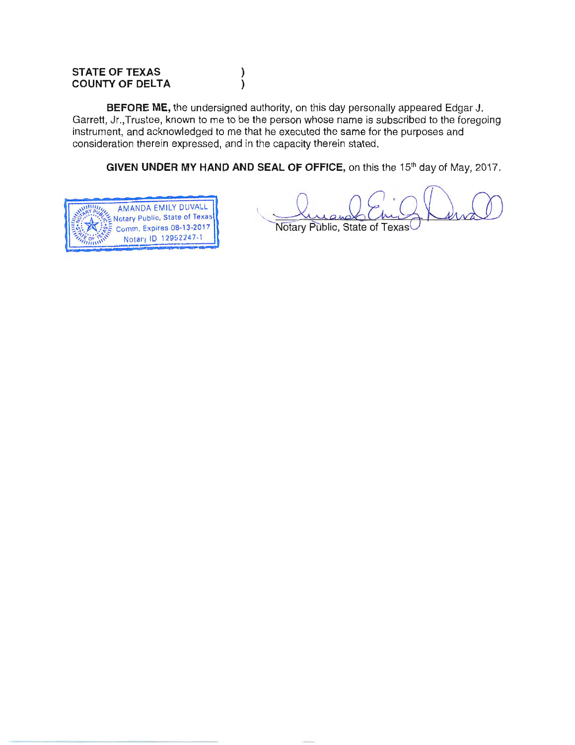**STATE OF TEXAS** )
**COUNTY OF DELTA** )

**BEFORE ME,** the undersigned authority, on this day personally appeared Edgar J. Garrett, Jr.,Trustee, known to me to be the person whose name is subscribed to the foregoing instrument, and acknowledged to me that he executed the same for the purposes and consideration therein expressed, and in the capacity therein stated.

**GIVEN UNDER MY HAND AND SEAL OF OFFICE,** on this the 15th day of May, 2017.

AMANDA EMILY DUVALL
Notary Public, State of Texas
Comm. Expires 08-13-2017
Notary ID 12952247-1

Notary Public, State of Texas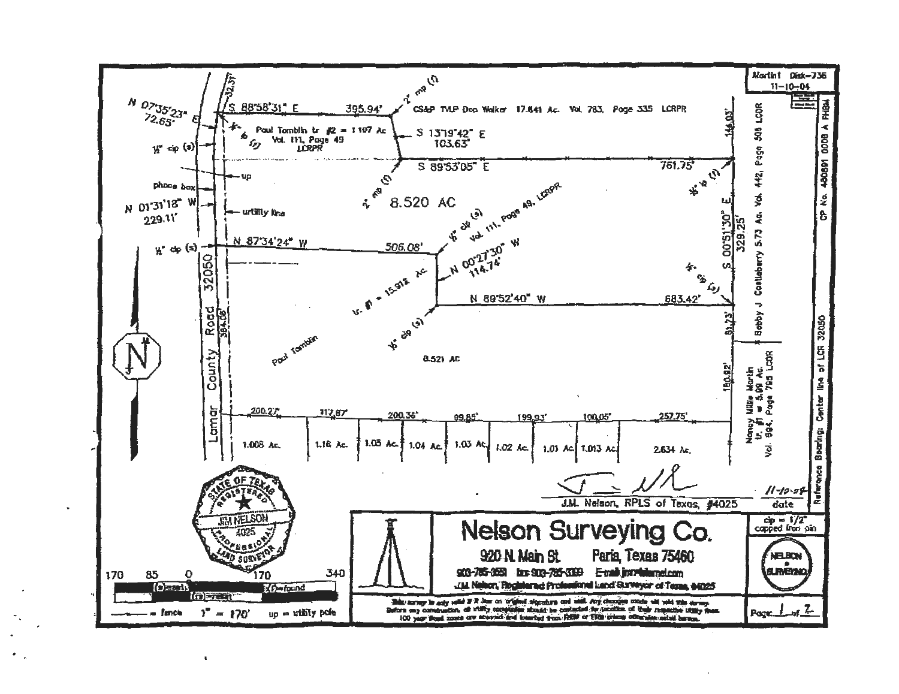Martin Disk-736
11-10-04

S 88°58'31" E 395.94'

N 07°35'23" E 72.65'

32.37'

2" mp (f)

CS&P TVLP Don Walker 17.841 Ac. Vol. 783, Page 335 LCRPR

146.03'

½" ip (f)

½" cip (s)

Paul Tomblin tr #2 = 1.107 Ac
Vol. 111, Page 49
LCRPR

S 13°19'42" E 103.63'

S 89°53'05" E 761.75'

up

phone box

N 01°31'18" W 229.11'

utility line

2" mp (f)

8.520 AC

¾" ip (f)

½" cip (s)

Vol. 111, Page 49, LCRPR

N 87°34'24" W 506.08'

½" cip (s)

N 00°27'30" W 114.74'

S 00°51'30" E 329.25'

½" cip (s)

tr. #1 = 15.912 Ac.

N 89°52'40" W 683.42'

Lamar County Road 32050

384.06'

½" cip (s)

Paul Tomblin

8.521 AC

81.73'

180.92'

Bobby J Castleberry 5.73 Ac. Vol. 442, Page 505 LCDR

Nancy Millie Martin
tr. #1 = 5.99 Ac.
Vol. 994, Page 795 LCDR

CP No. 480891 0008 A FHBM

Reference Bearing: Center line of LCR 32050

200.27' 317.87' 200.36' 99.85' 199.93' 100.05' 257.75'

1.008 Ac. 1.16 Ac. 1.05 Ac. 1.04 Ac. 1.03 Ac. 1.02 Ac. 1.01 Ac. 1.013 Ac. 2.634 Ac.

STATE OF TEXAS
REGISTERED
JIM NELSON
4025
PROFESSIONAL
LAND SURVEYOR

J.M. Nelson, RPLS of Texas, #4025

11-10-04
date

cip = 1/2" capped iron pin

170 85 0 170 340

(s)=set (f)=found (r)=reset

—x— = fence 1" = 170' up = utility pole

# Nelson Surveying Co.

920 N. Main St. Paris, Texas 75460

903-785-3651 fax 903-785-3369 E-mail jnrn@lstarnet.com

J.M. Nelson, Registered Professional Land Surveyor of Texas, #4025

This survey is only valid if it has an original signature and seal. Any changes made will void this survey. Before any construction, all utility companies should be contacted for location of their respective utility lines. 100 year flood zones are scaled and located from FHBM or FIRM unless otherwise noted hereon.

NELSON SURVEYING

Page 1 of 2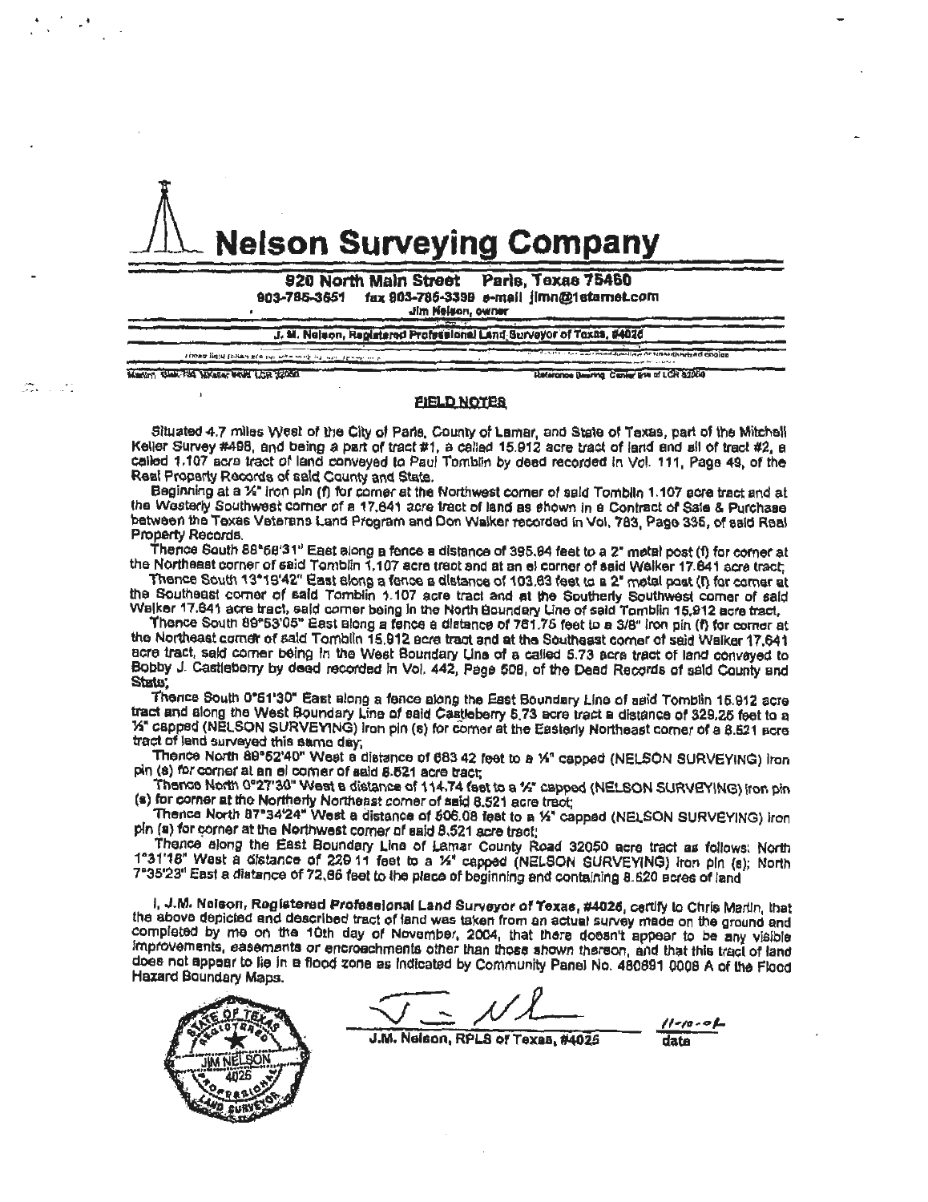# Nelson Surveying Company

**920 North Main Street Paris, Texas 75460**
903-785-3651 fax 903-785-3399 e-mail jimn@1starnet.com
Jim Nelson, owner

J. M. Nelson, Registered Professional Land Surveyor of Texas, #4025

Marker: Walker 17.641 LCR 32050 — Reference Bearing: Center line of LCR 32050

## FIELD NOTES

Situated 4.7 miles West of the City of Paris, County of Lamar, and State of Texas, part of the Mitchell Keller Survey #498, and being a part of tract #1, a called 15.912 acre tract of land and all of tract #2, a called 1.107 acre tract of land conveyed to Paul Tomblin by deed recorded in Vol. 111, Page 49, of the Real Property Records of said County and State.

Beginning at a ½" iron pin (f) for corner at the Northwest corner of said Tomblin 1.107 acre tract and at the Westerly Southwest corner of a 17.641 acre tract of land as shown in a Contract of Sale & Purchase between the Texas Veterans Land Program and Don Walker recorded in Vol. 783, Page 335, of said Real Property Records.

Thence South 88°56'31" East along a fence a distance of 395.94 feet to a 2" metal post (f) for corner at the Northeast corner of said Tomblin 1.107 acre tract and at an el corner of said Walker 17.641 acre tract;

Thence South 13°19'42" East along a fence a distance of 103.63 feet to a 2" metal post (f) for corner at the Southeast corner of said Tomblin 1.107 acre tract and at the Southerly Southwest corner of said Walker 17.641 acre tract, said corner being in the North Boundary Line of said Tomblin 15.912 acre tract,

Thence South 89°53'05" East along a fence a distance of 761.75 feet to a 3/8" iron pin (f) for corner at the Northeast corner of said Tomblin 15.912 acre tract and at the Southeast corner of said Walker 17.641 acre tract, said corner being in the West Boundary Line of a called 5.73 acre tract of land conveyed to Bobby J. Castleberry by deed recorded in Vol. 442, Page 508, of the Deed Records of said County and State;

Thence South 0°51'30" East along a fence along the East Boundary Line of said Tomblin 15.912 acre tract and along the West Boundary Line of said Castleberry 5.73 acre tract a distance of 329.25 feet to a ½" capped (NELSON SURVEYING) iron pin (s) for corner at the Easterly Northeast corner of a 8.521 acre tract of land surveyed this same day;

Thence North 89°52'40" West a distance of 683.42 feet to a ½" capped (NELSON SURVEYING) iron pin (s) for corner at an el corner of said 8.521 acre tract;

Thence North 0°27'30" West a distance of 114.74 feet to a ½" capped (NELSON SURVEYING) iron pin (s) for corner at the Northerly Northeast corner of said 8.521 acre tract;

Thence North 87°34'24" West a distance of 506.08 feet to a ½" capped (NELSON SURVEYING) iron pin (s) for corner at the Northwest corner of said 8.521 acre tract;

Thence along the East Boundary Line of Lamar County Road 32050 acre tract as follows: North 1°31'18" West a distance of 229.11 feet to a ½" capped (NELSON SURVEYING) iron pin (s); North 7°35'23" East a distance of 72.86 feet to the place of beginning and containing 8.520 acres of land

I, J.M. Nelson, Registered Professional Land Surveyor of Texas, #4025, certify to Chris Martin, that the above depicted and described tract of land was taken from an actual survey made on the ground and completed by me on the 10th day of November, 2004, that there doesn't appear to be any visible improvements, easements or encroachments other than those shown thereon, and that this tract of land does not appear to lie in a flood zone as indicated by Community Panel No. 480891 0008 A of the Flood Hazard Boundary Maps.

STATE OF TEXAS REGISTERED JIM NELSON 4025 PROFESSIONAL LAND SURVEYOR

J.M. Nelson, RPLS of Texas, #4025 — 11-10-04 date